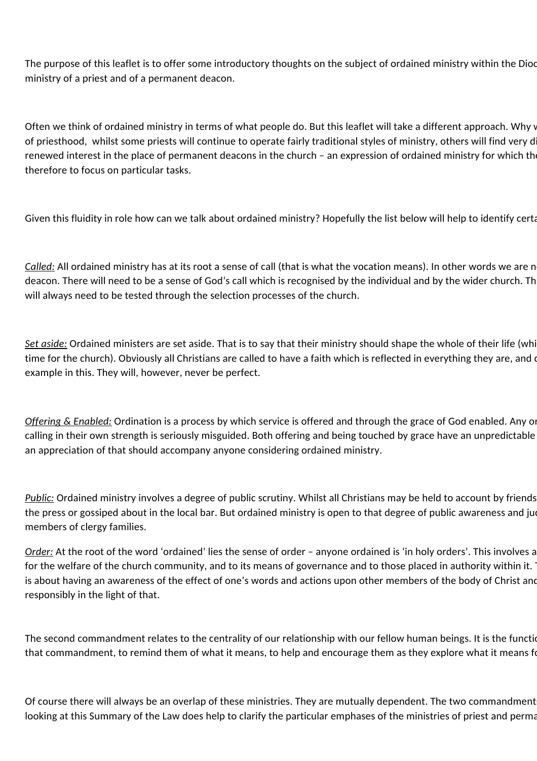The purpose of this leaflet is to offer some introductory thoughts on the subject of ordained ministry within the Dioc ministry of a priest and of a permanent deacon.

Often we think of ordained ministry in terms of what people do. But this leaflet will take a different approach. Why w of priesthood, whilst some priests will continue to operate fairly traditional styles of ministry, others will find very di renewed interest in the place of permanent deacons in the church – an expression of ordained ministry for which the therefore to focus on particular tasks.

Given this fluidity in role how can we talk about ordained ministry? Hopefully the list below will help to identify certa

*Called:* All ordained ministry has at its root a sense of call (that is what the vocation means). In other words we are n deacon. There will need to be a sense of God's call which is recognised by the individual and by the wider church. Th will always need to be tested through the selection processes of the church.

*Set aside:* Ordained ministers are set aside. That is to say that their ministry should shape the whole of their life (whi time for the church). Obviously all Christians are called to have a faith which is reflected in everything they are, and c example in this. They will, however, never be perfect.

*Offering & Enabled:* Ordination is a process by which service is offered and through the grace of God enabled. Any on calling in their own strength is seriously misguided. Both offering and being touched by grace have an unpredictable an appreciation of that should accompany anyone considering ordained ministry.

*Public:* Ordained ministry involves a degree of public scrutiny. Whilst all Christians may be held to account by friends the press or gossiped about in the local bar. But ordained ministry is open to that degree of public awareness and jud members of clergy families.

*Order:* At the root of the word 'ordained' lies the sense of order – anyone ordained is 'in holy orders'. This involves a for the welfare of the church community, and to its means of governance and to those placed in authority within it. is about having an awareness of the effect of one's words and actions upon other members of the body of Christ and responsibly in the light of that.

The second commandment relates to the centrality of our relationship with our fellow human beings. It is the functio that commandment, to remind them of what it means, to help and encourage them as they explore what it means fo

Of course there will always be an overlap of these ministries. They are mutually dependent. The two commandments looking at this Summary of the Law does help to clarify the particular emphases of the ministries of priest and perma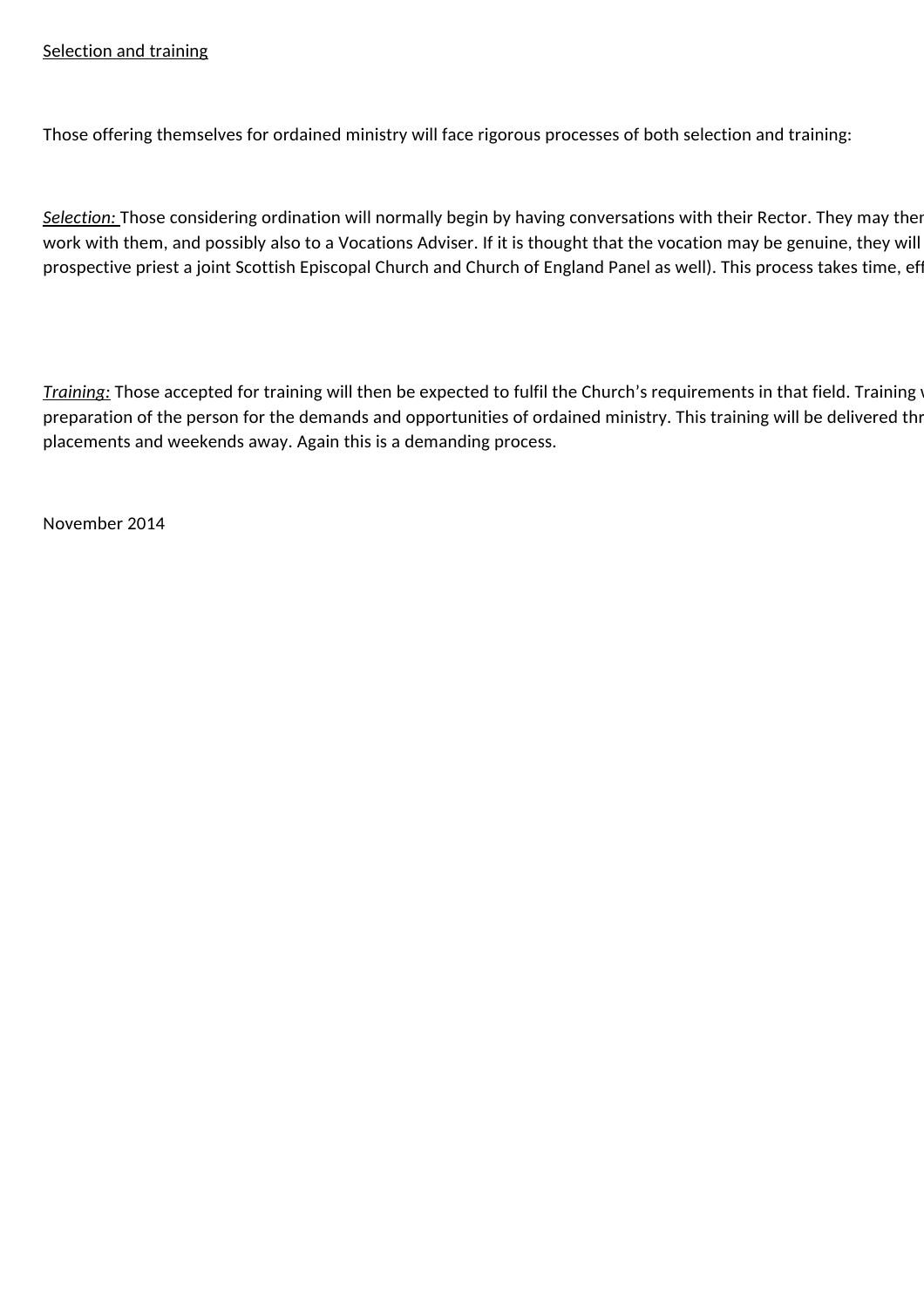Selection and training

Those offering themselves for ordained ministry will face rigorous processes of both selection and training:

*Selection:* Those considering ordination will normally begin by having conversations with their Rector. They may then work with them, and possibly also to a Vocations Adviser. If it is thought that the vocation may be genuine, they will prospective priest a joint Scottish Episcopal Church and Church of England Panel as well). This process takes time, eff

*Training:* Those accepted for training will then be expected to fulfil the Church's requirements in that field. Training preparation of the person for the demands and opportunities of ordained ministry. This training will be delivered thr placements and weekends away. Again this is a demanding process.

November 2014